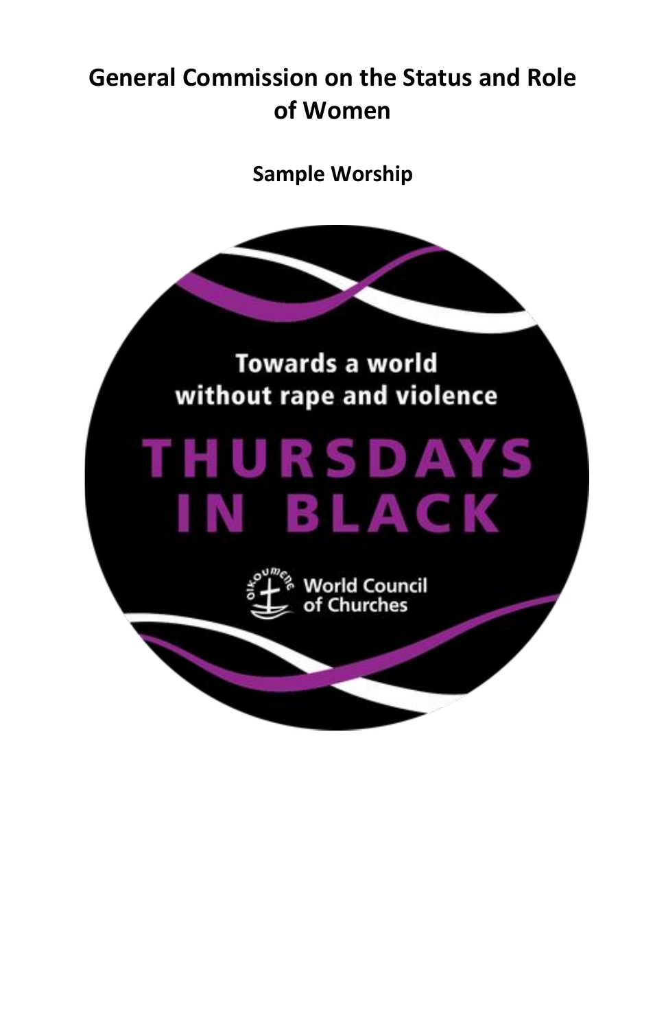# General Commission on the Status and Role of Women

## Sample Worship

Towards a world without rape and violence

THURSDAYS IN BLACK

World Council of Churches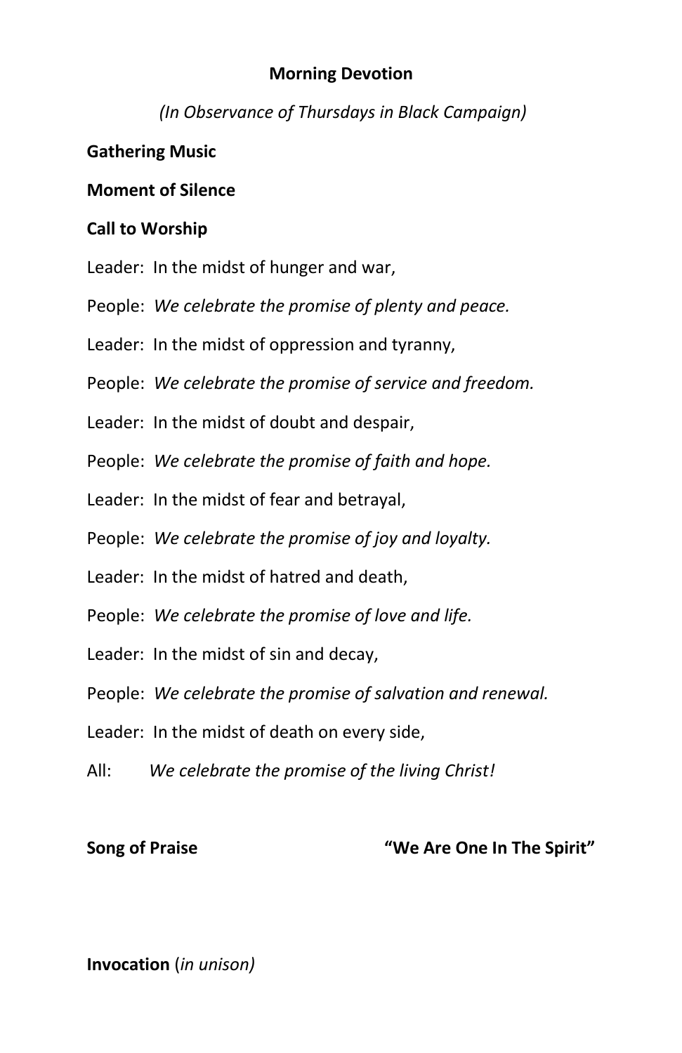## **Morning Devotion**

*(In Observance of Thursdays in Black Campaign)*

**Gathering Music**

**Moment of Silence**

**Call to Worship**

Leader: In the midst of hunger and war,

People: *We celebrate the promise of plenty and peace.*

Leader: In the midst of oppression and tyranny,

People: *We celebrate the promise of service and freedom.*

Leader: In the midst of doubt and despair,

People: *We celebrate the promise of faith and hope.*

Leader: In the midst of fear and betrayal,

People: *We celebrate the promise of joy and loyalty.*

Leader: In the midst of hatred and death,

People: *We celebrate the promise of love and life.*

Leader: In the midst of sin and decay,

People: *We celebrate the promise of salvation and renewal.*

Leader: In the midst of death on every side,

All: *We celebrate the promise of the living Christ!*

**Song of Praise** **"We Are One In The Spirit"**

**Invocation** (*in unison)*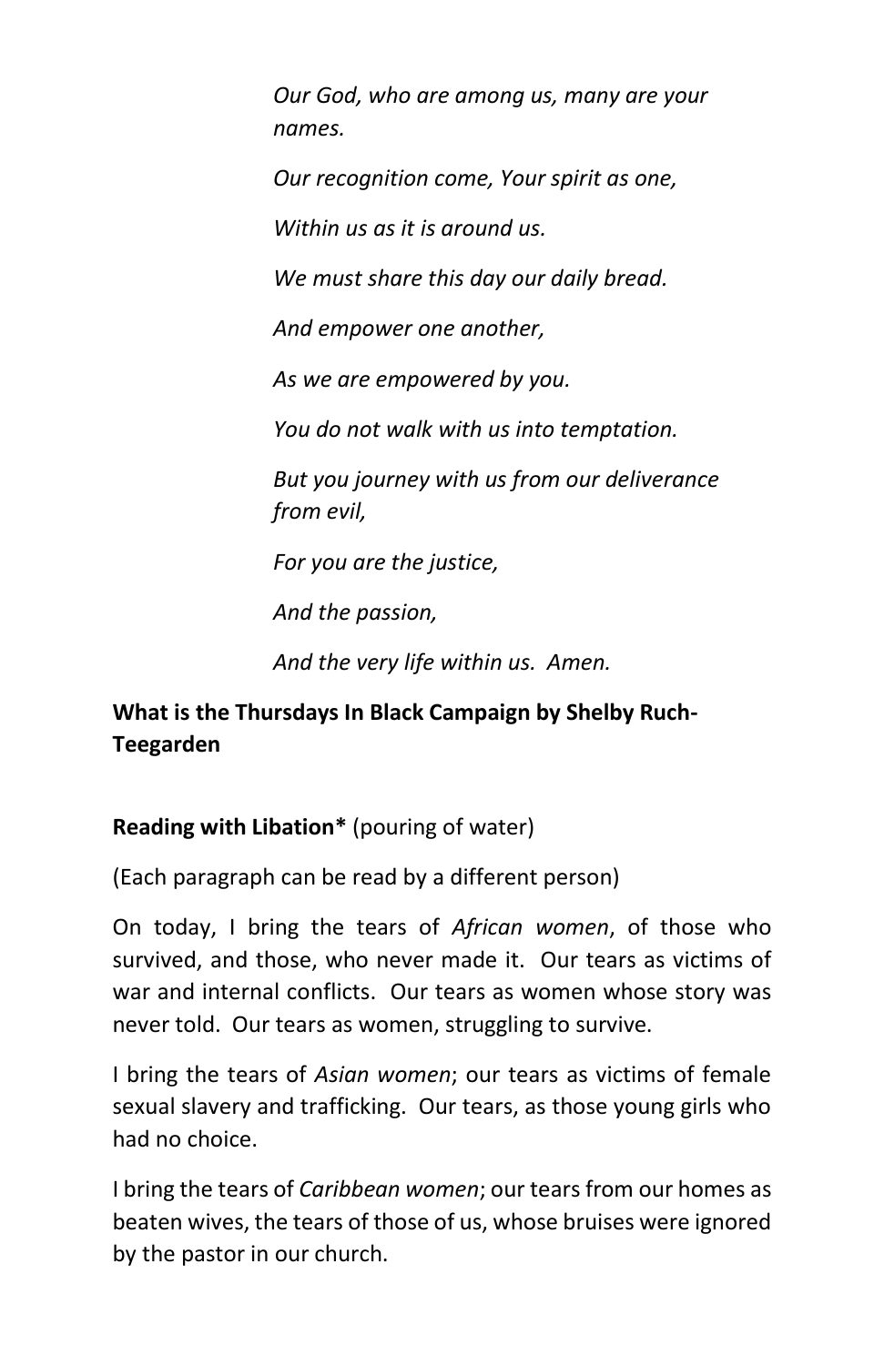*Our God, who are among us, many are your names.*

*Our recognition come, Your spirit as one,*

*Within us as it is around us.*

*We must share this day our daily bread.*

*And empower one another,*

*As we are empowered by you.*

*You do not walk with us into temptation.*

*But you journey with us from our deliverance from evil,*

*For you are the justice,*

*And the passion,*

*And the very life within us. Amen.*

**What is the Thursdays In Black Campaign by Shelby Ruch-Teegarden**

**Reading with Libation*** (pouring of water)

(Each paragraph can be read by a different person)

On today, I bring the tears of *African women*, of those who survived, and those, who never made it. Our tears as victims of war and internal conflicts. Our tears as women whose story was never told. Our tears as women, struggling to survive.

I bring the tears of *Asian women*; our tears as victims of female sexual slavery and trafficking. Our tears, as those young girls who had no choice.

I bring the tears of *Caribbean women*; our tears from our homes as beaten wives, the tears of those of us, whose bruises were ignored by the pastor in our church.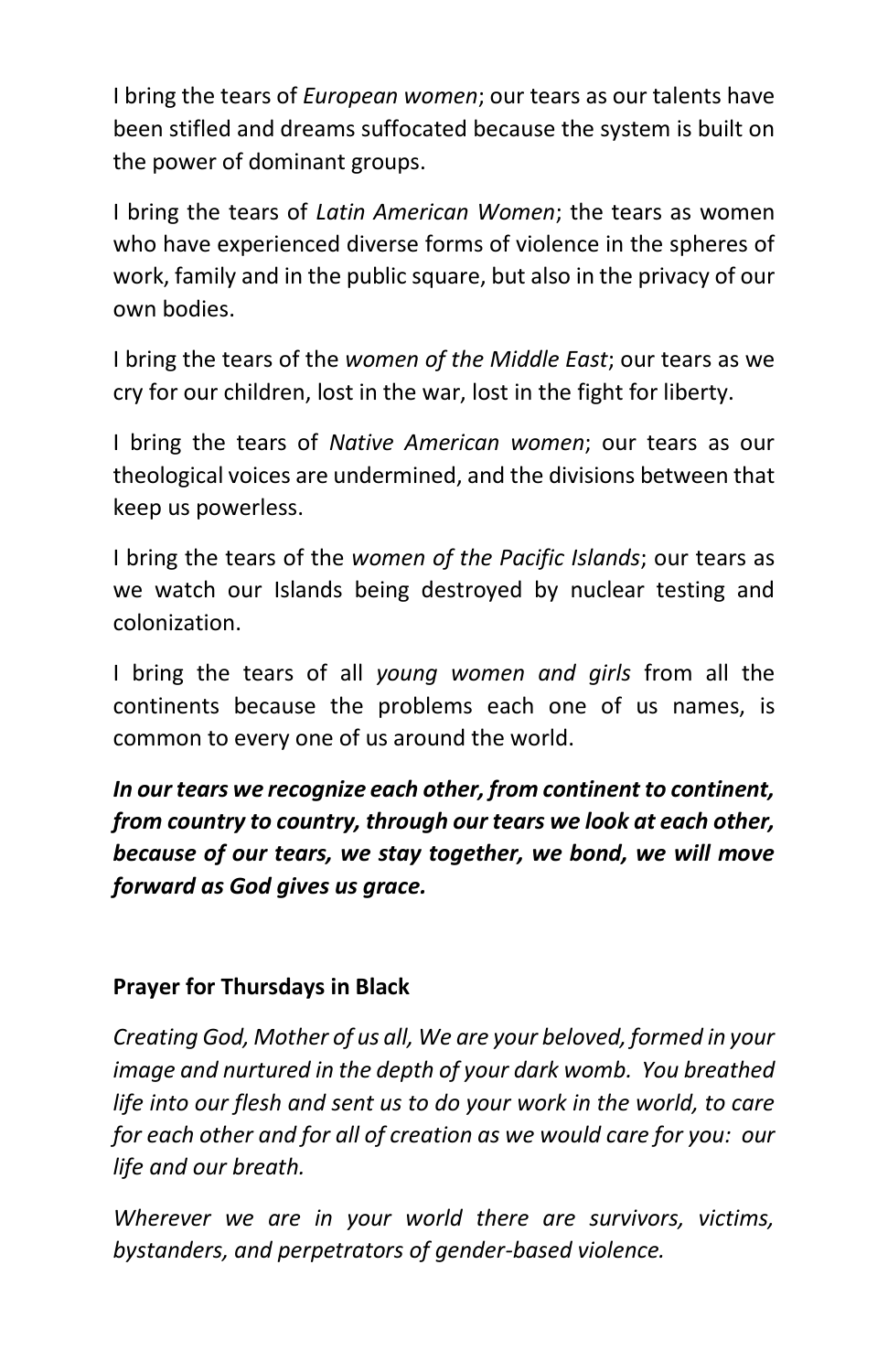I bring the tears of *European women*; our tears as our talents have been stifled and dreams suffocated because the system is built on the power of dominant groups.

I bring the tears of *Latin American Women*; the tears as women who have experienced diverse forms of violence in the spheres of work, family and in the public square, but also in the privacy of our own bodies.

I bring the tears of the *women of the Middle East*; our tears as we cry for our children, lost in the war, lost in the fight for liberty.

I bring the tears of *Native American women*; our tears as our theological voices are undermined, and the divisions between that keep us powerless.

I bring the tears of the *women of the Pacific Islands*; our tears as we watch our Islands being destroyed by nuclear testing and colonization.

I bring the tears of all *young women and girls* from all the continents because the problems each one of us names, is common to every one of us around the world.

***In our tears we recognize each other, from continent to continent, from country to country, through our tears we look at each other, because of our tears, we stay together, we bond, we will move forward as God gives us grace.***

**Prayer for Thursdays in Black**

*Creating God, Mother of us all, We are your beloved, formed in your image and nurtured in the depth of your dark womb. You breathed life into our flesh and sent us to do your work in the world, to care for each other and for all of creation as we would care for you: our life and our breath.*

*Wherever we are in your world there are survivors, victims, bystanders, and perpetrators of gender-based violence.*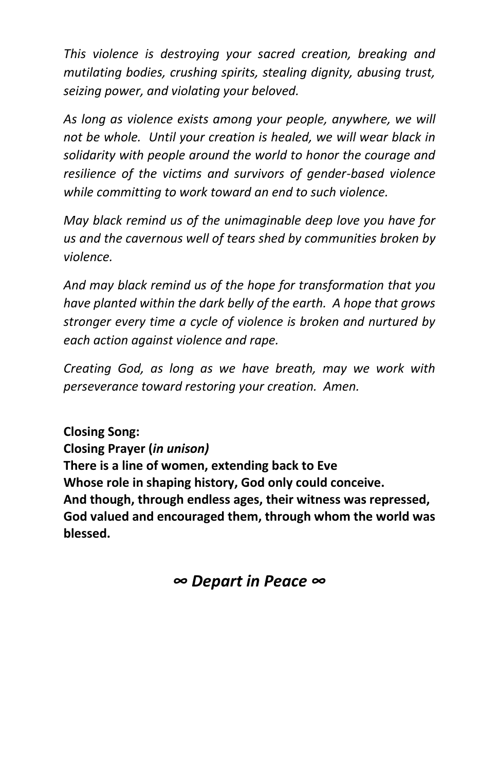*This violence is destroying your sacred creation, breaking and mutilating bodies, crushing spirits, stealing dignity, abusing trust, seizing power, and violating your beloved.*

*As long as violence exists among your people, anywhere, we will not be whole. Until your creation is healed, we will wear black in solidarity with people around the world to honor the courage and resilience of the victims and survivors of gender-based violence while committing to work toward an end to such violence.*

*May black remind us of the unimaginable deep love you have for us and the cavernous well of tears shed by communities broken by violence.*

*And may black remind us of the hope for transformation that you have planted within the dark belly of the earth. A hope that grows stronger every time a cycle of violence is broken and nurtured by each action against violence and rape.*

*Creating God, as long as we have breath, may we work with perseverance toward restoring your creation. Amen.*

**Closing Song:**
**Closing Prayer (*in unison)***
**There is a line of women, extending back to Eve**
**Whose role in shaping history, God only could conceive.**
**And though, through endless ages, their witness was repressed,**
**God valued and encouraged them, through whom the world was blessed.**

## *∞ Depart in Peace ∞*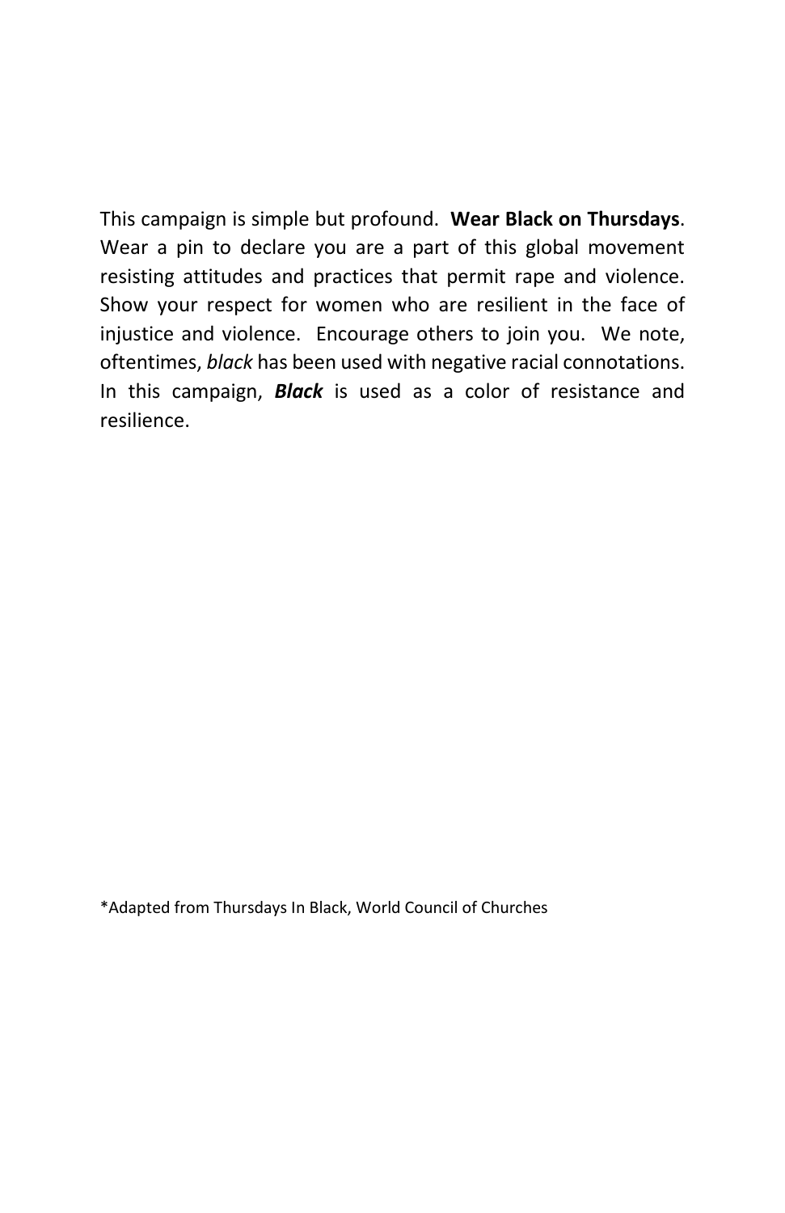This campaign is simple but profound. **Wear Black on Thursdays**. Wear a pin to declare you are a part of this global movement resisting attitudes and practices that permit rape and violence. Show your respect for women who are resilient in the face of injustice and violence. Encourage others to join you. We note, oftentimes, *black* has been used with negative racial connotations. In this campaign, ***Black*** is used as a color of resistance and resilience.

*Adapted from Thursdays In Black, World Council of Churches